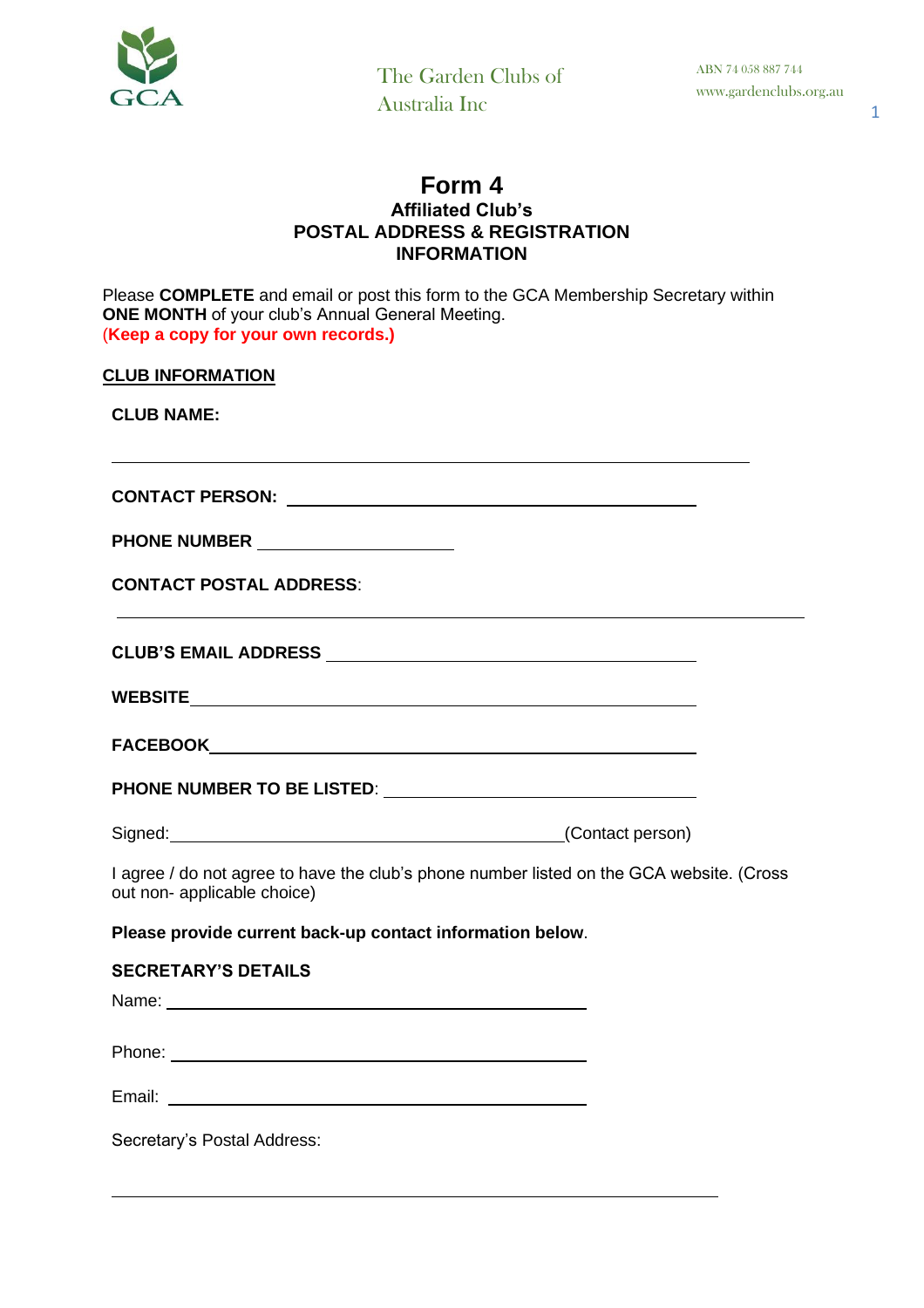The Garden Clubs of Australia Inc

ABN 74 058 887 744
www.gardenclubs.org.au

# Form 4
## Affiliated Club's
## POSTAL ADDRESS & REGISTRATION INFORMATION

Please **COMPLETE** and email or post this form to the GCA Membership Secretary within **ONE MONTH** of your club's Annual General Meeting.
(**Keep a copy for your own records.)**

**CLUB INFORMATION**

**CLUB NAME:**

______________________________________________________________

**CONTACT PERSON:** ________________________________________

**PHONE NUMBER** ____________________

**CONTACT POSTAL ADDRESS**:

______________________________________________________________

**CLUB'S EMAIL ADDRESS** ____________________________________

**WEBSITE**______________________________________________

**FACEBOOK**_____________________________________________

**PHONE NUMBER TO BE LISTED**: ______________________________

Signed:________________________________________(Contact person)

I agree / do not agree to have the club's phone number listed on the GCA website. (Cross out non- applicable choice)

**Please provide current back-up contact information below**.

**SECRETARY'S DETAILS**

Name: ________________________________________

Phone: ________________________________________

Email: ________________________________________

Secretary's Postal Address:

______________________________________________________________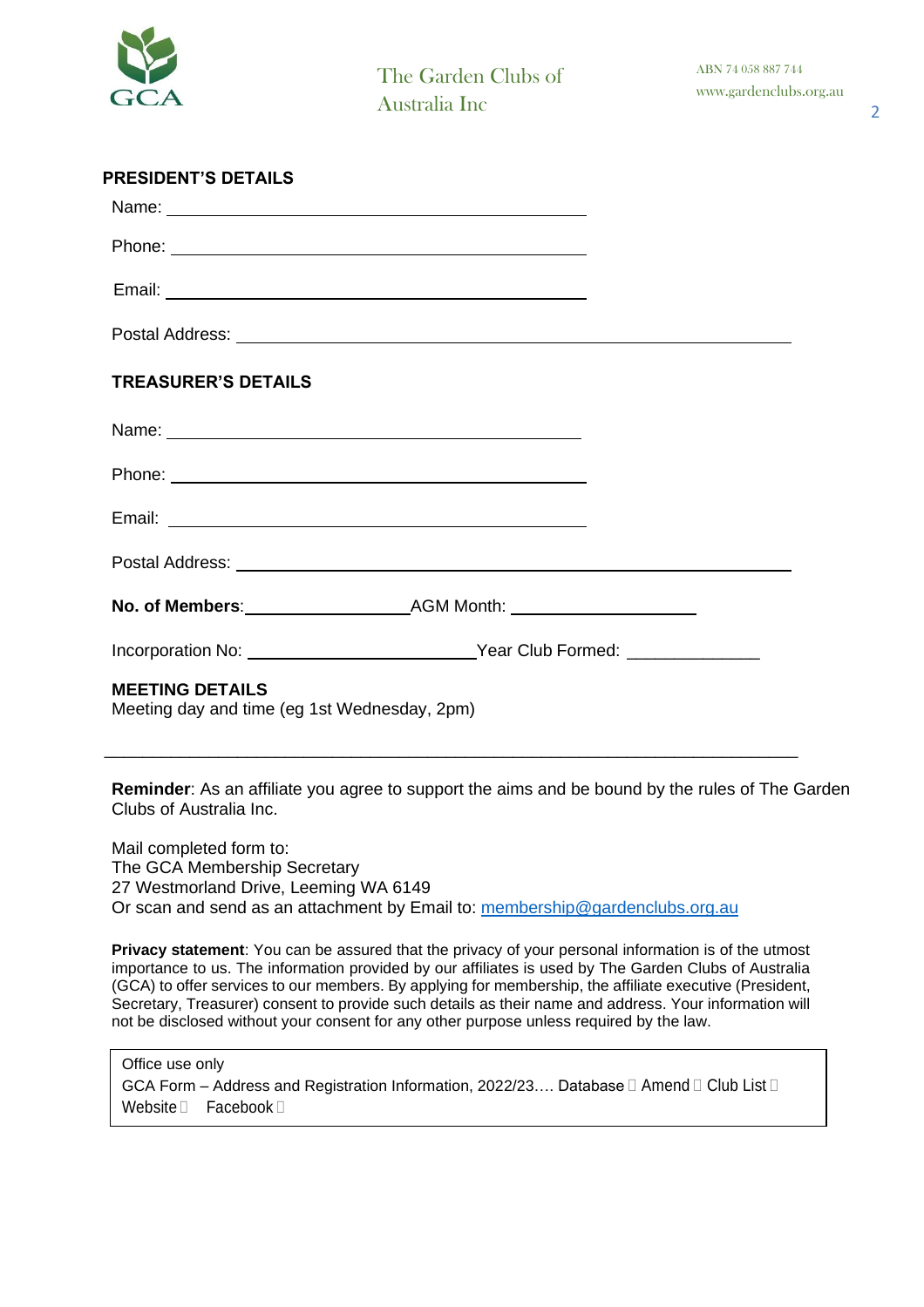## PRESIDENT'S DETAILS

Name: ____________________________________________

Phone: ____________________________________________

Email: ____________________________________________

Postal Address: ____________________________________________

## TREASURER'S DETAILS

Name: ____________________________________________

Phone: ____________________________________________

Email: ____________________________________________

Postal Address: ____________________________________________

**No. of Members**: __________________ AGM Month: ____________________

Incorporation No: ________________________ Year Club Formed: _____________

**MEETING DETAILS**
Meeting day and time (eg 1st Wednesday, 2pm)

________________________________________________________________________

**Reminder**: As an affiliate you agree to support the aims and be bound by the rules of The Garden Clubs of Australia Inc.

Mail completed form to:
The GCA Membership Secretary
27 Westmorland Drive, Leeming WA 6149
Or scan and send as an attachment by Email to: membership@gardenclubs.org.au

**Privacy statement**: You can be assured that the privacy of your personal information is of the utmost importance to us. The information provided by our affiliates is used by The Garden Clubs of Australia (GCA) to offer services to our members. By applying for membership, the affiliate executive (President, Secretary, Treasurer) consent to provide such details as their name and address. Your information will not be disclosed without your consent for any other purpose unless required by the law.

Office use only
GCA Form – Address and Registration Information, 2022/23…. Database ☐ Amend ☐ Club List ☐ Website ☐ Facebook ☐